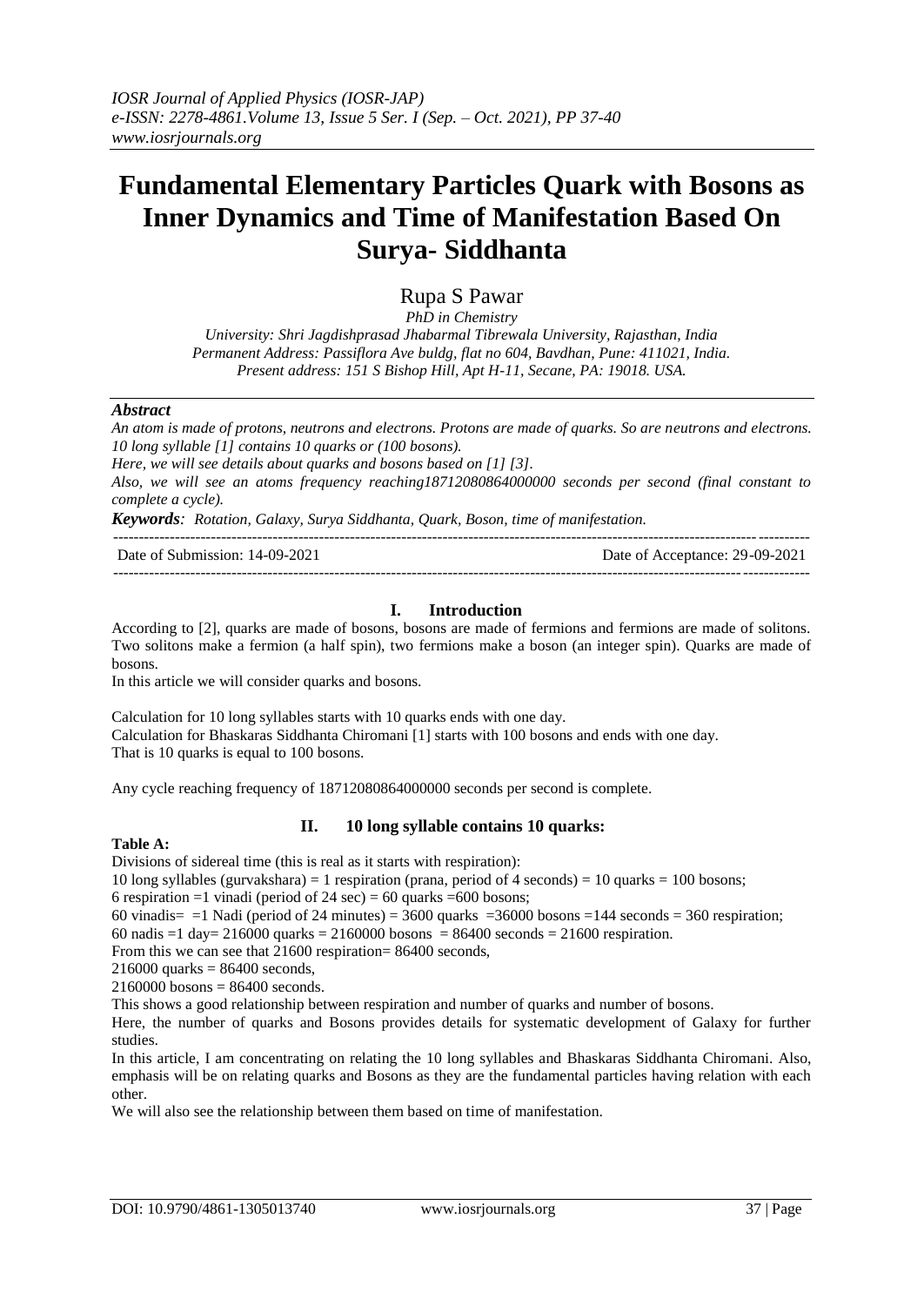# Fundamental Elementary Particles Quark with Bosons as Inner Dynamics and Time of Manifestation Based On Surya- Siddhanta

Rupa S Pawar

*PhD in Chemistry*

*University: Shri Jagdishprasad Jhabarmal Tibrewala University, Rajasthan, India*
*Permanent Address: Passiflora Ave buldg, flat no 604, Bavdhan, Pune: 411021, India.*
*Present address: 151 S Bishop Hill, Apt H-11, Secane, PA: 19018. USA.*

### *Abstract*

*An atom is made of protons, neutrons and electrons. Protons are made of quarks. So are neutrons and electrons. 10 long syllable [1] contains 10 quarks or (100 bosons).*

*Here, we will see details about quarks and bosons based on [1] [3].*

*Also, we will see an atoms frequency reaching18712080864000000 seconds per second (final constant to complete a cycle).*

***Keywords****: Rotation, Galaxy, Surya Siddhanta, Quark, Boson, time of manifestation.*

---

Date of Submission: 14-09-2021 Date of Acceptance: 29-09-2021

---

## I. Introduction

According to [2], quarks are made of bosons, bosons are made of fermions and fermions are made of solitons. Two solitons make a fermion (a half spin), two fermions make a boson (an integer spin). Quarks are made of bosons.

In this article we will consider quarks and bosons.

Calculation for 10 long syllables starts with 10 quarks ends with one day.
Calculation for Bhaskaras Siddhanta Chiromani [1] starts with 100 bosons and ends with one day.
That is 10 quarks is equal to 100 bosons.

Any cycle reaching frequency of 18712080864000000 seconds per second is complete.

## II. 10 long syllable contains 10 quarks:

**Table A:**

Divisions of sidereal time (this is real as it starts with respiration):

10 long syllables (gurvakshara) = 1 respiration (prana, period of 4 seconds) = 10 quarks = 100 bosons;
6 respiration =1 vinadi (period of 24 sec) = 60 quarks =600 bosons;
60 vinadis= =1 Nadi (period of 24 minutes) = 3600 quarks =36000 bosons =144 seconds = 360 respiration;
60 nadis =1 day= 216000 quarks = 2160000 bosons = 86400 seconds = 21600 respiration.
From this we can see that 21600 respiration= 86400 seconds,
216000 quarks = 86400 seconds,
2160000 bosons = 86400 seconds.

This shows a good relationship between respiration and number of quarks and number of bosons.

Here, the number of quarks and Bosons provides details for systematic development of Galaxy for further studies.

In this article, I am concentrating on relating the 10 long syllables and Bhaskaras Siddhanta Chiromani. Also, emphasis will be on relating quarks and Bosons as they are the fundamental particles having relation with each other.

We will also see the relationship between them based on time of manifestation.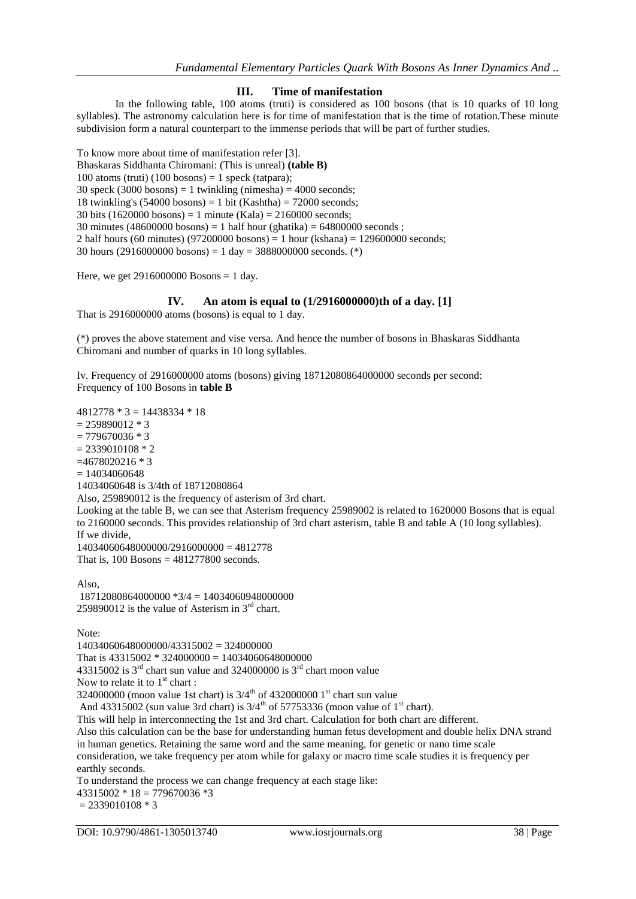## III. Time of manifestation

In the following table, 100 atoms (truti) is considered as 100 bosons (that is 10 quarks of 10 long syllables). The astronomy calculation here is for time of manifestation that is the time of rotation.These minute subdivision form a natural counterpart to the immense periods that will be part of further studies.

To know more about time of manifestation refer [3].
Bhaskaras Siddhanta Chiromani: (This is unreal) **(table B)**
100 atoms (truti) (100 bosons) = 1 speck (tatpara);
30 speck (3000 bosons) = 1 twinkling (nimesha) = 4000 seconds;
18 twinkling's (54000 bosons) = 1 bit (Kashtha) = 72000 seconds;
30 bits (1620000 bosons) = 1 minute (Kala) = 2160000 seconds;
30 minutes (48600000 bosons) = 1 half hour (ghatika) = 64800000 seconds ;
2 half hours (60 minutes) (97200000 bosons) = 1 hour (kshana) = 129600000 seconds;
30 hours (2916000000 bosons) = 1 day = 3888000000 seconds. (*)

Here, we get 2916000000 Bosons = 1 day.

## IV. An atom is equal to (1/2916000000)th of a day. [1]

That is 2916000000 atoms (bosons) is equal to 1 day.

(*) proves the above statement and vise versa. And hence the number of bosons in Bhaskaras Siddhanta Chiromani and number of quarks in 10 long syllables.

Iv. Frequency of 2916000000 atoms (bosons) giving 18712080864000000 seconds per second:
Frequency of 100 Bosons in **table B**

4812778 * 3 = 14438334 * 18
= 259890012 * 3
= 779670036 * 3
= 2339010108 * 2
=4678020216 * 3
= 14034060648
14034060648 is 3/4th of 18712080864
Also, 259890012 is the frequency of asterism of 3rd chart.
Looking at the table B, we can see that Asterism frequency 25989002 is related to 1620000 Bosons that is equal to 2160000 seconds. This provides relationship of 3rd chart asterism, table B and table A (10 long syllables).
If we divide,
14034060648000000/2916000000 = 4812778
That is, 100 Bosons = 481277800 seconds.

Also,
18712080864000000 *3/4 = 14034060948000000
259890012 is the value of Asterism in 3rd chart.

Note:
14034060648000000/43315002 = 324000000
That is 43315002 * 324000000 = 14034060648000000
43315002 is 3rd chart sun value and 324000000 is 3rd chart moon value
Now to relate it to 1st chart :
324000000 (moon value 1st chart) is 3/4th of 432000000 1st chart sun value
And 43315002 (sun value 3rd chart) is 3/4th of 57753336 (moon value of 1st chart).
This will help in interconnecting the 1st and 3rd chart. Calculation for both chart are different.
Also this calculation can be the base for understanding human fetus development and double helix DNA strand in human genetics. Retaining the same word and the same meaning, for genetic or nano time scale consideration, we take frequency per atom while for galaxy or macro time scale studies it is frequency per earthly seconds.
To understand the process we can change frequency at each stage like:
43315002 * 18 = 779670036 *3
= 2339010108 * 3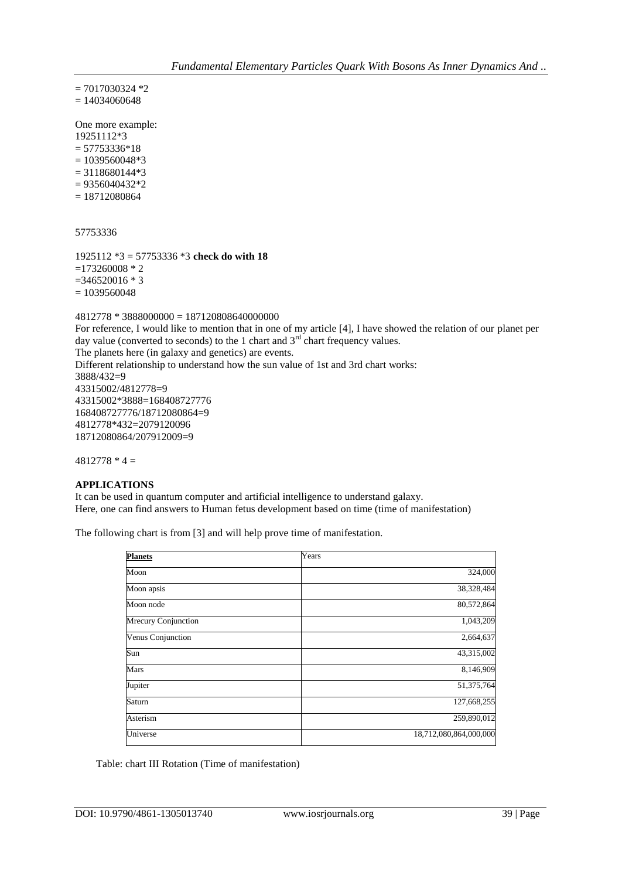= 7017030324 *2
= 14034060648

One more example:
19251112*3
= 57753336*18
= 1039560048*3
= 3118680144*3
= 9356040432*2
= 18712080864

57753336

1925112 *3 = 57753336 *3 **check do with 18**
=173260008 * 2
=346520016 * 3
= 1039560048

4812778 * 3888000000 = 187120808640000000

For reference, I would like to mention that in one of my article [4], I have showed the relation of our planet per day value (converted to seconds) to the 1 chart and 3rd chart frequency values.

The planets here (in galaxy and genetics) are events.

Different relationship to understand how the sun value of 1st and 3rd chart works:

3888/432=9
43315002/4812778=9
43315002*3888=168408727776
168408727776/18712080864=9
4812778*432=2079120096
18712080864/207912009=9

4812778 * 4 =

## APPLICATIONS

It can be used in quantum computer and artificial intelligence to understand galaxy.
Here, one can find answers to Human fetus development based on time (time of manifestation)

The following chart is from [3] and will help prove time of manifestation.

| **Planets** | Years |
|---|---:|
| Moon | 324,000 |
| Moon apsis | 38,328,484 |
| Moon node | 80,572,864 |
| Mrecury Conjunction | 1,043,209 |
| Venus Conjunction | 2,664,637 |
| Sun | 43,315,002 |
| Mars | 8,146,909 |
| Jupiter | 51,375,764 |
| Saturn | 127,668,255 |
| Asterism | 259,890,012 |
| Universe | 18,712,080,864,000,000 |

Table: chart III Rotation (Time of manifestation)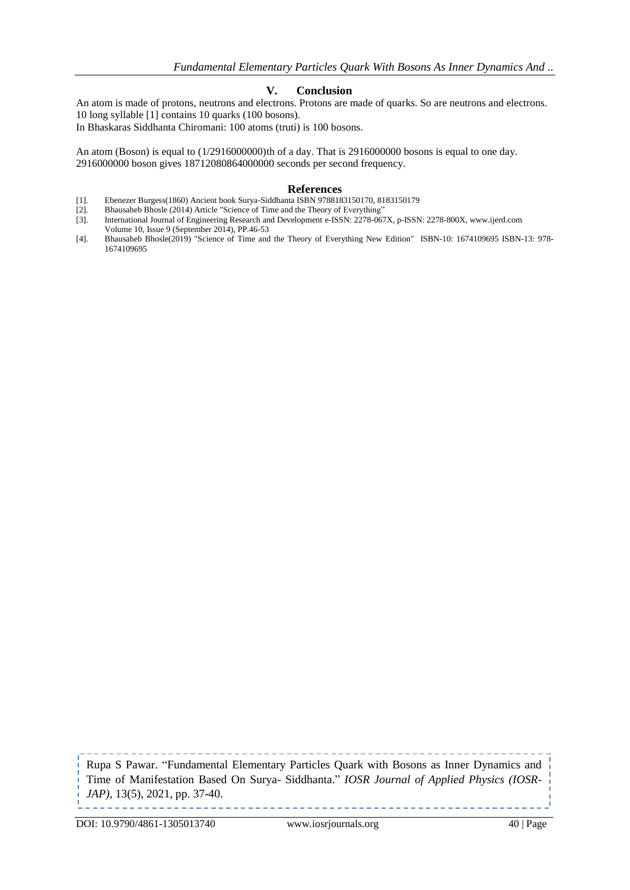## V. Conclusion

An atom is made of protons, neutrons and electrons. Protons are made of quarks. So are neutrons and electrons. 10 long syllable [1] contains 10 quarks (100 bosons).
In Bhaskaras Siddhanta Chiromani: 100 atoms (truti) is 100 bosons.

An atom (Boson) is equal to (1/2916000000)th of a day. That is 2916000000 bosons is equal to one day. 2916000000 boson gives 18712080864000000 seconds per second frequency.

## References

[1]. Ebenezer Burgess(1860) Ancient book Surya-Siddhanta ISBN 9788183150170, 8183150179
[2]. Bhausaheb Bhosle (2014) Article "Science of Time and the Theory of Everything"
[3]. International Journal of Engineering Research and Development e-ISSN: 2278-067X, p-ISSN: 2278-800X, www.ijerd.com Volume 10, Issue 9 (September 2014), PP.46-53
[4]. Bhausaheb Bhosle(2019) "Science of Time and the Theory of Everything New Edition" ISBN-10: 1674109695 ISBN-13: 978-1674109695

Rupa S Pawar. "Fundamental Elementary Particles Quark with Bosons as Inner Dynamics and Time of Manifestation Based On Surya- Siddhanta." *IOSR Journal of Applied Physics (IOSR-JAP)*, 13(5), 2021, pp. 37-40.